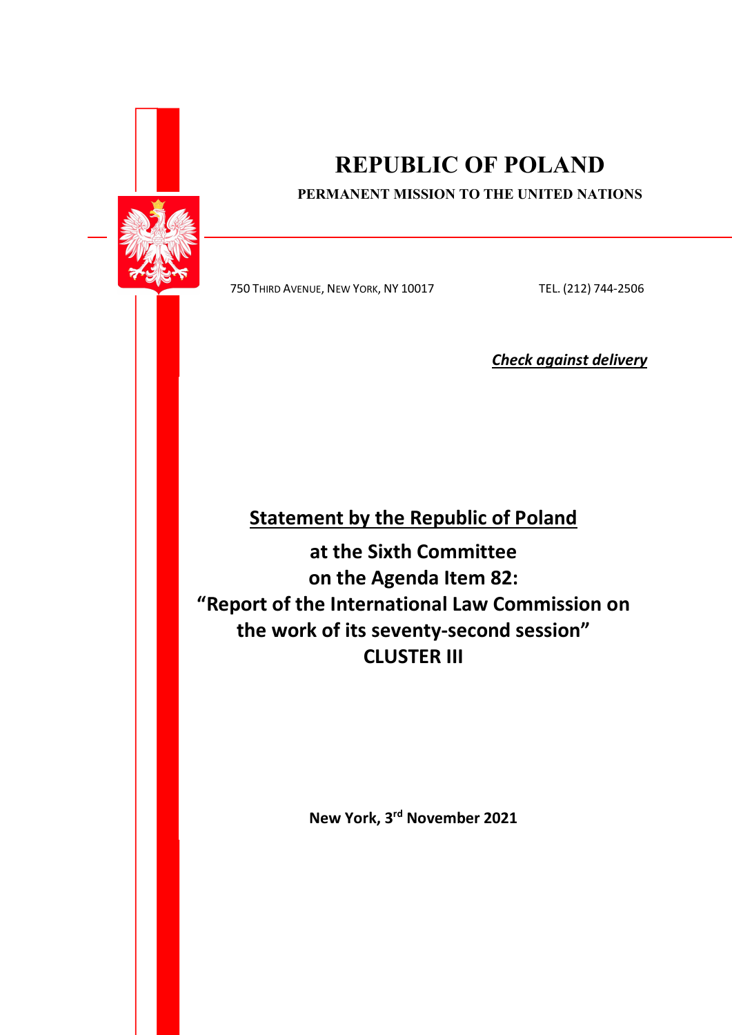# REPUBLIC OF POLAND

**PERMANENT MISSION TO THE UNITED NATIONS**

750 THIRD AVENUE, NEW YORK, NY 10017 TEL. (212) 744-2506

***Check against delivery***

## Statement by the Republic of Poland

**at the Sixth Committee**
**on the Agenda Item 82:**
**"Report of the International Law Commission on the work of its seventy-second session"**
**CLUSTER III**

**New York, 3rd November 2021**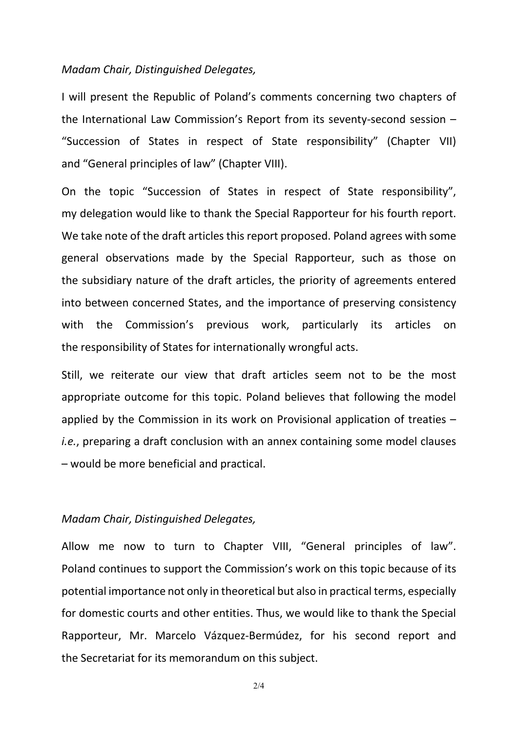*Madam Chair, Distinguished Delegates,*

I will present the Republic of Poland's comments concerning two chapters of the International Law Commission's Report from its seventy-second session – "Succession of States in respect of State responsibility" (Chapter VII) and "General principles of law" (Chapter VIII).

On the topic "Succession of States in respect of State responsibility", my delegation would like to thank the Special Rapporteur for his fourth report. We take note of the draft articles this report proposed. Poland agrees with some general observations made by the Special Rapporteur, such as those on the subsidiary nature of the draft articles, the priority of agreements entered into between concerned States, and the importance of preserving consistency with the Commission's previous work, particularly its articles on the responsibility of States for internationally wrongful acts.

Still, we reiterate our view that draft articles seem not to be the most appropriate outcome for this topic. Poland believes that following the model applied by the Commission in its work on Provisional application of treaties – *i.e.*, preparing a draft conclusion with an annex containing some model clauses – would be more beneficial and practical.

*Madam Chair, Distinguished Delegates,*

Allow me now to turn to Chapter VIII, "General principles of law". Poland continues to support the Commission's work on this topic because of its potential importance not only in theoretical but also in practical terms, especially for domestic courts and other entities. Thus, we would like to thank the Special Rapporteur, Mr. Marcelo Vázquez-Bermúdez, for his second report and the Secretariat for its memorandum on this subject.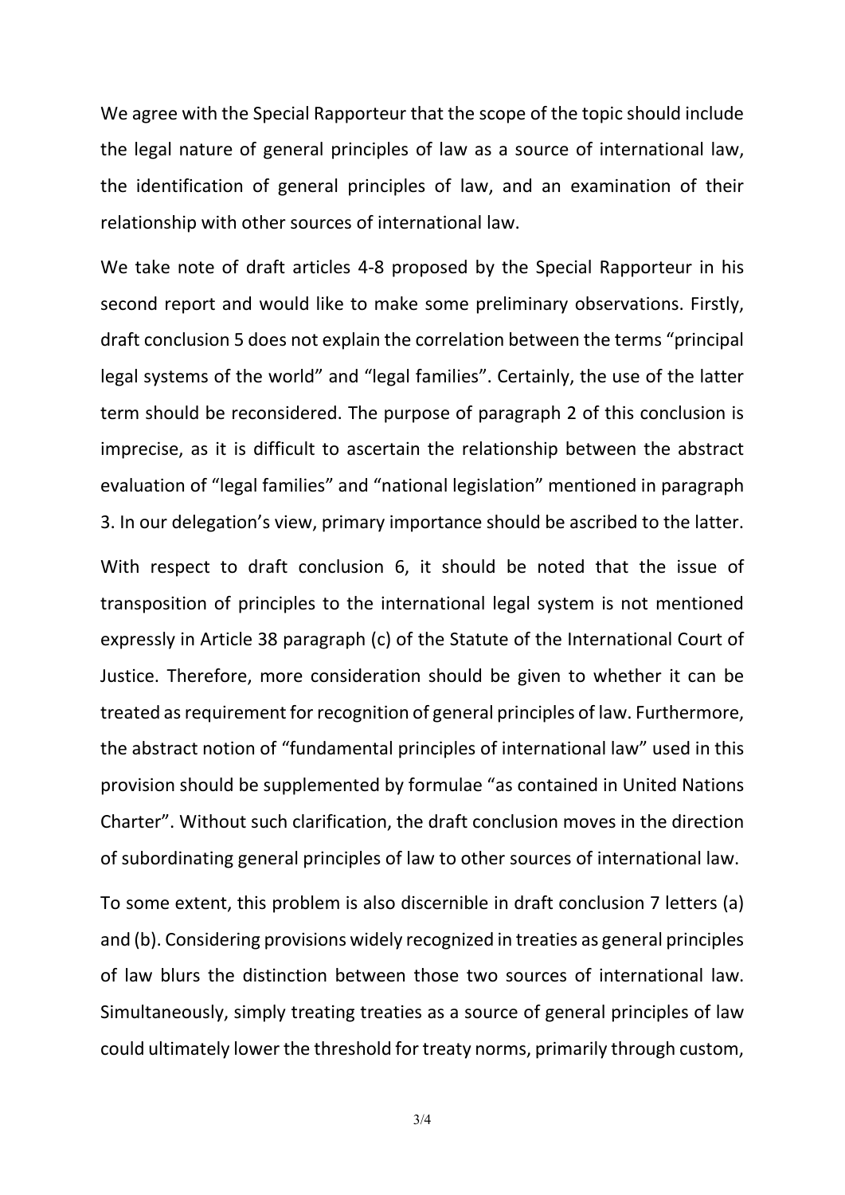We agree with the Special Rapporteur that the scope of the topic should include the legal nature of general principles of law as a source of international law, the identification of general principles of law, and an examination of their relationship with other sources of international law.

We take note of draft articles 4-8 proposed by the Special Rapporteur in his second report and would like to make some preliminary observations. Firstly, draft conclusion 5 does not explain the correlation between the terms "principal legal systems of the world" and "legal families". Certainly, the use of the latter term should be reconsidered. The purpose of paragraph 2 of this conclusion is imprecise, as it is difficult to ascertain the relationship between the abstract evaluation of "legal families" and "national legislation" mentioned in paragraph 3. In our delegation's view, primary importance should be ascribed to the latter.

With respect to draft conclusion 6, it should be noted that the issue of transposition of principles to the international legal system is not mentioned expressly in Article 38 paragraph (c) of the Statute of the International Court of Justice. Therefore, more consideration should be given to whether it can be treated as requirement for recognition of general principles of law. Furthermore, the abstract notion of "fundamental principles of international law" used in this provision should be supplemented by formulae "as contained in United Nations Charter". Without such clarification, the draft conclusion moves in the direction of subordinating general principles of law to other sources of international law.

To some extent, this problem is also discernible in draft conclusion 7 letters (a) and (b). Considering provisions widely recognized in treaties as general principles of law blurs the distinction between those two sources of international law. Simultaneously, simply treating treaties as a source of general principles of law could ultimately lower the threshold for treaty norms, primarily through custom,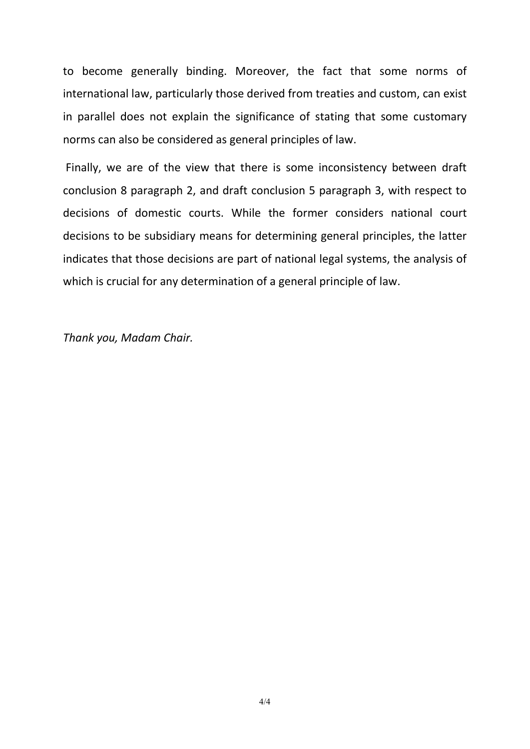to become generally binding. Moreover, the fact that some norms of international law, particularly those derived from treaties and custom, can exist in parallel does not explain the significance of stating that some customary norms can also be considered as general principles of law.

Finally, we are of the view that there is some inconsistency between draft conclusion 8 paragraph 2, and draft conclusion 5 paragraph 3, with respect to decisions of domestic courts. While the former considers national court decisions to be subsidiary means for determining general principles, the latter indicates that those decisions are part of national legal systems, the analysis of which is crucial for any determination of a general principle of law.

*Thank you, Madam Chair.*